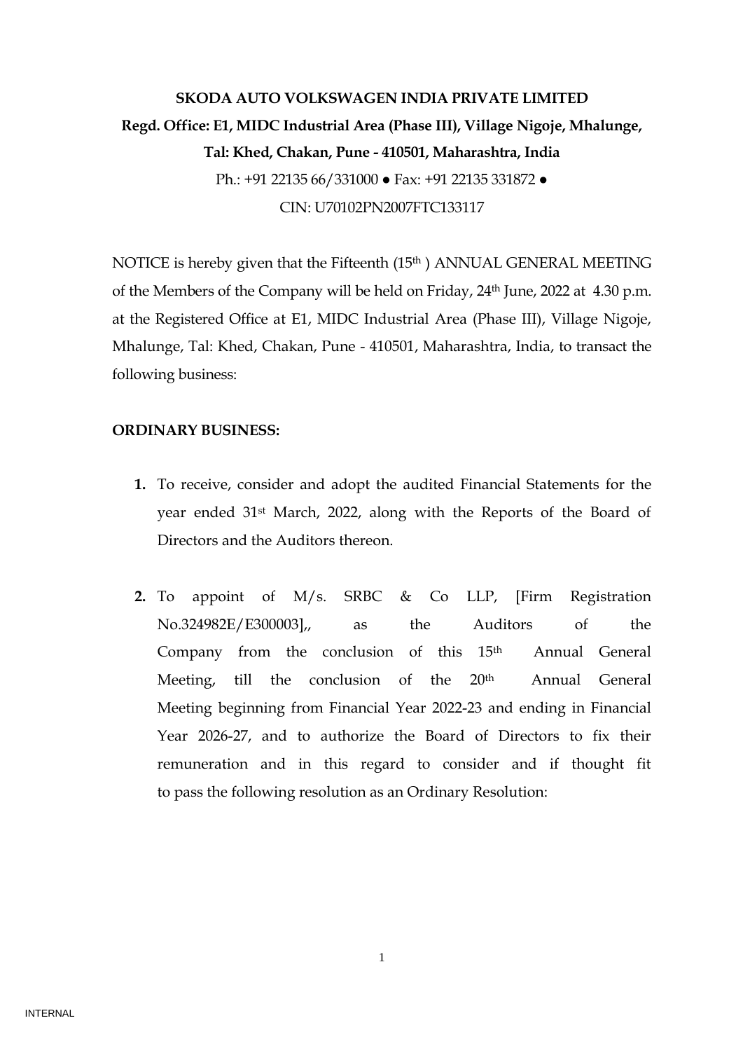**SKODA AUTO VOLKSWAGEN INDIA PRIVATE LIMITED**

**Regd. Office: E1, MIDC Industrial Area (Phase III), Village Nigoje, Mhalunge, Tal: Khed, Chakan, Pune - 410501, Maharashtra, India**

Ph.: +91 22135 66/331000 ● Fax: +91 22135 331872 ●

CIN: U70102PN2007FTC133117

NOTICE is hereby given that the Fifteenth (15th ) ANNUAL GENERAL MEETING of the Members of the Company will be held on Friday, 24th June, 2022 at 4.30 p.m. at the Registered Office at E1, MIDC Industrial Area (Phase III), Village Nigoje, Mhalunge, Tal: Khed, Chakan, Pune - 410501, Maharashtra, India, to transact the following business:

**ORDINARY BUSINESS:**

1. To receive, consider and adopt the audited Financial Statements for the year ended 31st March, 2022, along with the Reports of the Board of Directors and the Auditors thereon.

2. To appoint of M/s. SRBC & Co LLP, [Firm Registration No.324982E/E300003],, as the Auditors of the Company from the conclusion of this 15th Annual General Meeting, till the conclusion of the 20th Annual General Meeting beginning from Financial Year 2022-23 and ending in Financial Year 2026-27, and to authorize the Board of Directors to fix their remuneration and in this regard to consider and if thought fit to pass the following resolution as an Ordinary Resolution: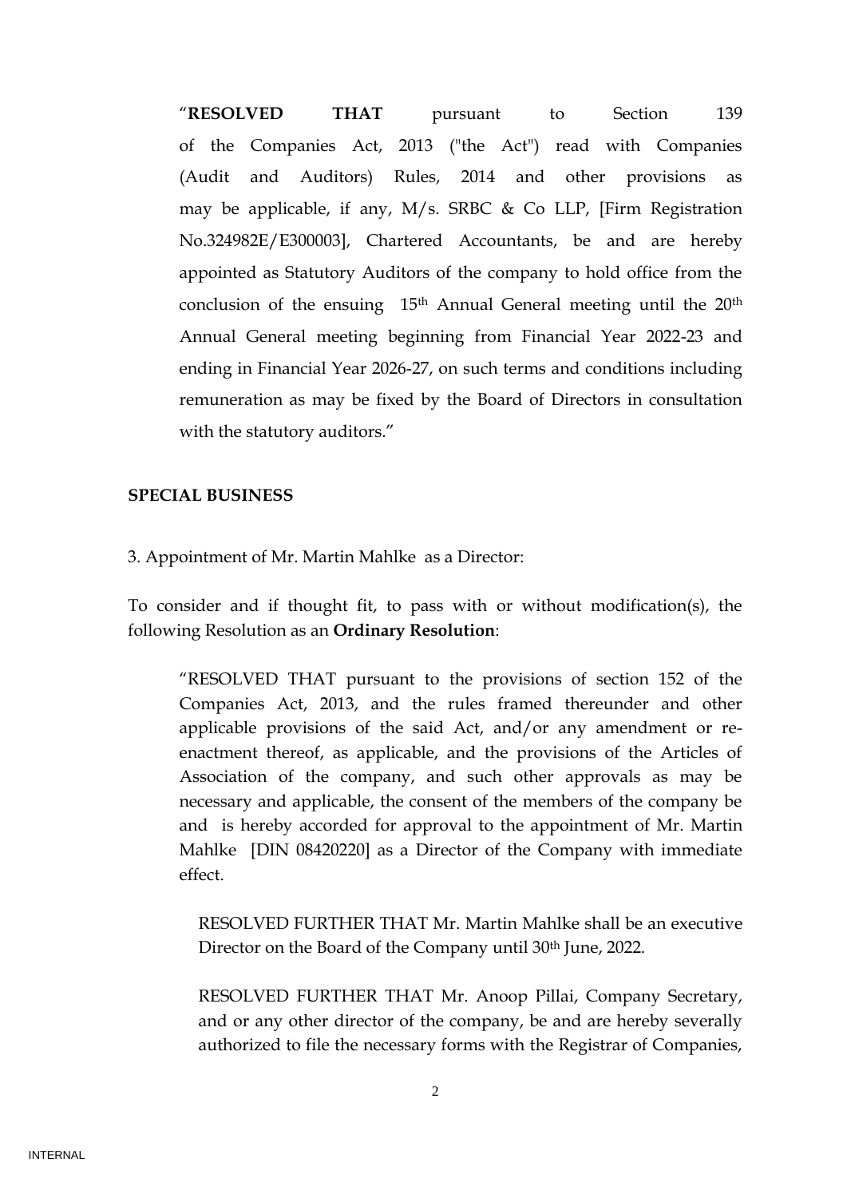"**RESOLVED THAT** pursuant to Section 139 of the Companies Act, 2013 ("the Act") read with Companies (Audit and Auditors) Rules, 2014 and other provisions as may be applicable, if any, M/s. SRBC & Co LLP, [Firm Registration No.324982E/E300003], Chartered Accountants, be and are hereby appointed as Statutory Auditors of the company to hold office from the conclusion of the ensuing 15th Annual General meeting until the 20th Annual General meeting beginning from Financial Year 2022-23 and ending in Financial Year 2026-27, on such terms and conditions including remuneration as may be fixed by the Board of Directors in consultation with the statutory auditors."

**SPECIAL BUSINESS**

3. Appointment of Mr. Martin Mahlke as a Director:

To consider and if thought fit, to pass with or without modification(s), the following Resolution as an **Ordinary Resolution**:

"RESOLVED THAT pursuant to the provisions of section 152 of the Companies Act, 2013, and the rules framed thereunder and other applicable provisions of the said Act, and/or any amendment or re-enactment thereof, as applicable, and the provisions of the Articles of Association of the company, and such other approvals as may be necessary and applicable, the consent of the members of the company be and is hereby accorded for approval to the appointment of Mr. Martin Mahlke [DIN 08420220] as a Director of the Company with immediate effect.

RESOLVED FURTHER THAT Mr. Martin Mahlke shall be an executive Director on the Board of the Company until 30th June, 2022.

RESOLVED FURTHER THAT Mr. Anoop Pillai, Company Secretary, and or any other director of the company, be and are hereby severally authorized to file the necessary forms with the Registrar of Companies,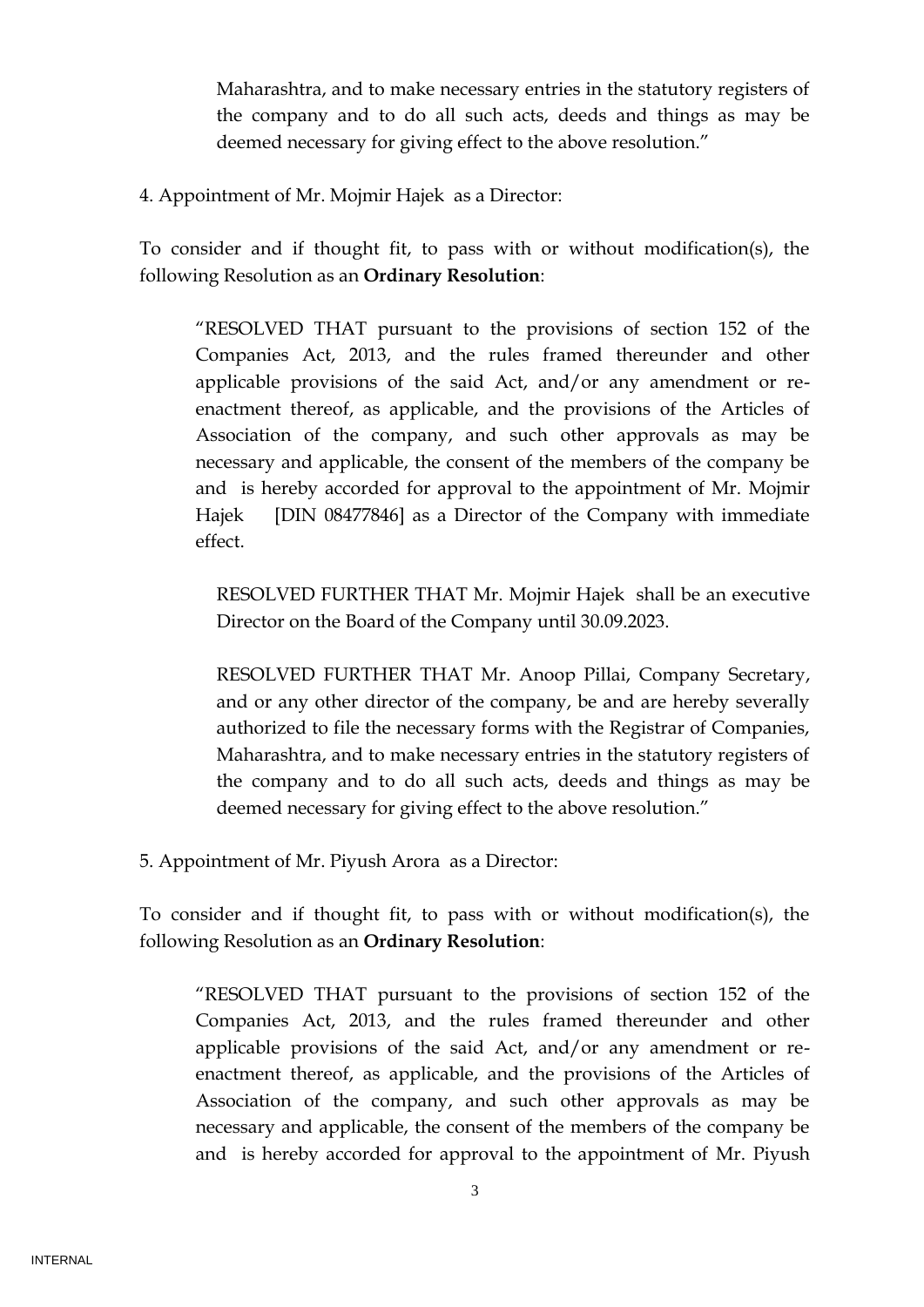Maharashtra, and to make necessary entries in the statutory registers of the company and to do all such acts, deeds and things as may be deemed necessary for giving effect to the above resolution."

4. Appointment of Mr. Mojmir Hajek as a Director:

To consider and if thought fit, to pass with or without modification(s), the following Resolution as an **Ordinary Resolution**:

"RESOLVED THAT pursuant to the provisions of section 152 of the Companies Act, 2013, and the rules framed thereunder and other applicable provisions of the said Act, and/or any amendment or re-enactment thereof, as applicable, and the provisions of the Articles of Association of the company, and such other approvals as may be necessary and applicable, the consent of the members of the company be and is hereby accorded for approval to the appointment of Mr. Mojmir Hajek [DIN 08477846] as a Director of the Company with immediate effect.

RESOLVED FURTHER THAT Mr. Mojmir Hajek shall be an executive Director on the Board of the Company until 30.09.2023.

RESOLVED FURTHER THAT Mr. Anoop Pillai, Company Secretary, and or any other director of the company, be and are hereby severally authorized to file the necessary forms with the Registrar of Companies, Maharashtra, and to make necessary entries in the statutory registers of the company and to do all such acts, deeds and things as may be deemed necessary for giving effect to the above resolution."

5. Appointment of Mr. Piyush Arora as a Director:

To consider and if thought fit, to pass with or without modification(s), the following Resolution as an **Ordinary Resolution**:

"RESOLVED THAT pursuant to the provisions of section 152 of the Companies Act, 2013, and the rules framed thereunder and other applicable provisions of the said Act, and/or any amendment or re-enactment thereof, as applicable, and the provisions of the Articles of Association of the company, and such other approvals as may be necessary and applicable, the consent of the members of the company be and is hereby accorded for approval to the appointment of Mr. Piyush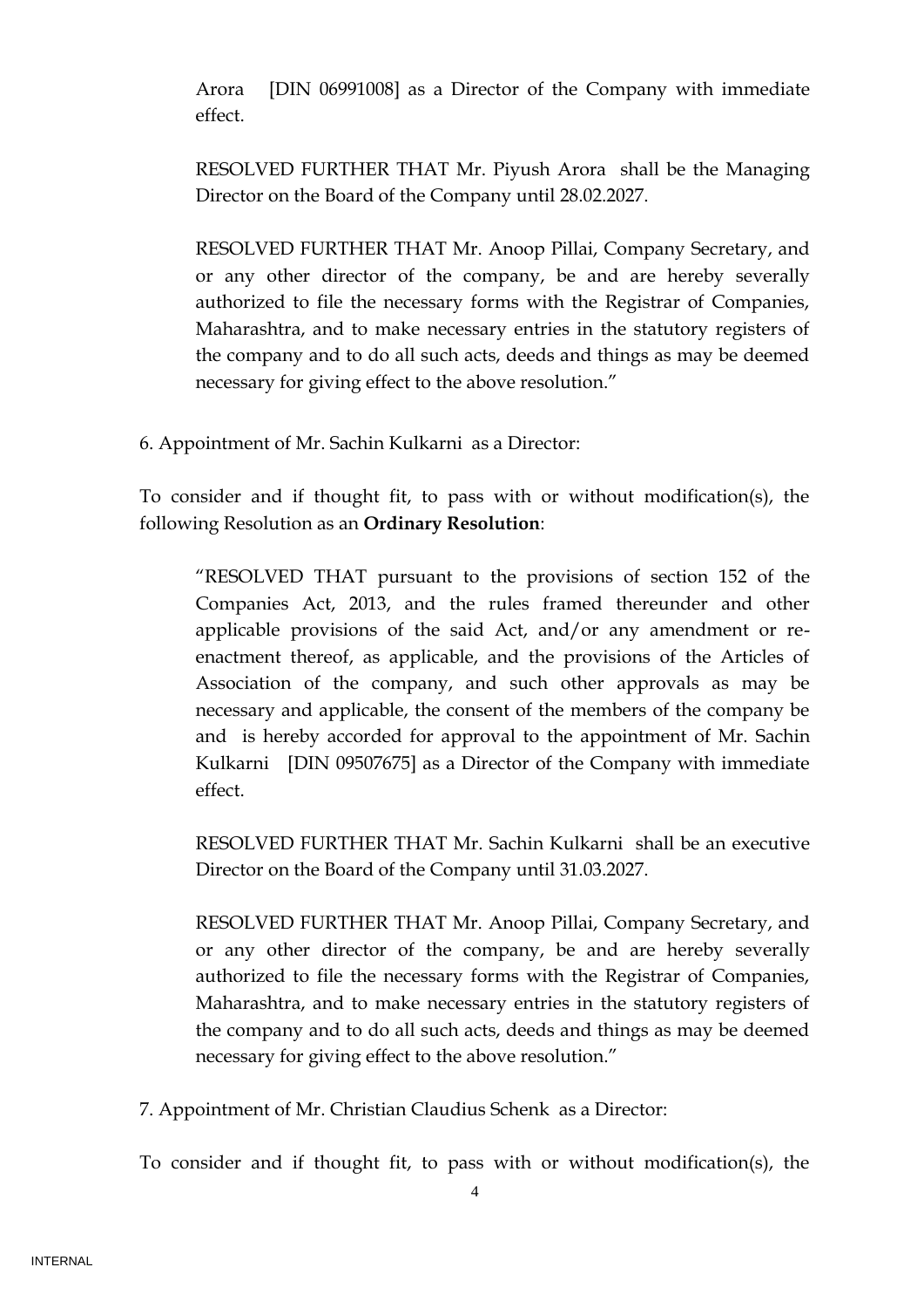Arora [DIN 06991008] as a Director of the Company with immediate effect.

RESOLVED FURTHER THAT Mr. Piyush Arora shall be the Managing Director on the Board of the Company until 28.02.2027.

RESOLVED FURTHER THAT Mr. Anoop Pillai, Company Secretary, and or any other director of the company, be and are hereby severally authorized to file the necessary forms with the Registrar of Companies, Maharashtra, and to make necessary entries in the statutory registers of the company and to do all such acts, deeds and things as may be deemed necessary for giving effect to the above resolution."

6. Appointment of Mr. Sachin Kulkarni as a Director:

To consider and if thought fit, to pass with or without modification(s), the following Resolution as an **Ordinary Resolution**:

"RESOLVED THAT pursuant to the provisions of section 152 of the Companies Act, 2013, and the rules framed thereunder and other applicable provisions of the said Act, and/or any amendment or re-enactment thereof, as applicable, and the provisions of the Articles of Association of the company, and such other approvals as may be necessary and applicable, the consent of the members of the company be and is hereby accorded for approval to the appointment of Mr. Sachin Kulkarni [DIN 09507675] as a Director of the Company with immediate effect.

RESOLVED FURTHER THAT Mr. Sachin Kulkarni shall be an executive Director on the Board of the Company until 31.03.2027.

RESOLVED FURTHER THAT Mr. Anoop Pillai, Company Secretary, and or any other director of the company, be and are hereby severally authorized to file the necessary forms with the Registrar of Companies, Maharashtra, and to make necessary entries in the statutory registers of the company and to do all such acts, deeds and things as may be deemed necessary for giving effect to the above resolution."

7. Appointment of Mr. Christian Claudius Schenk as a Director:

To consider and if thought fit, to pass with or without modification(s), the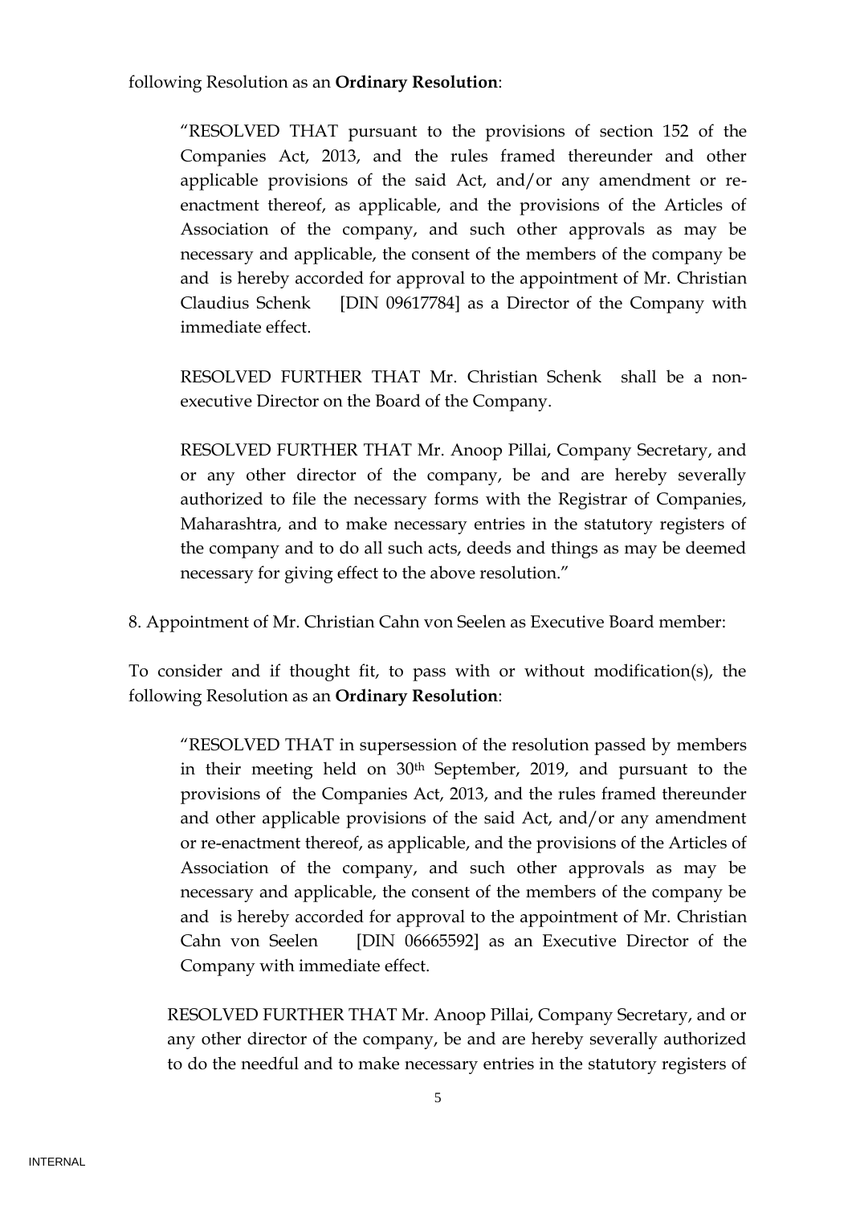following Resolution as an **Ordinary Resolution**:

> "RESOLVED THAT pursuant to the provisions of section 152 of the Companies Act, 2013, and the rules framed thereunder and other applicable provisions of the said Act, and/or any amendment or re-enactment thereof, as applicable, and the provisions of the Articles of Association of the company, and such other approvals as may be necessary and applicable, the consent of the members of the company be and is hereby accorded for approval to the appointment of Mr. Christian Claudius Schenk [DIN 09617784] as a Director of the Company with immediate effect.
>
> RESOLVED FURTHER THAT Mr. Christian Schenk shall be a non-executive Director on the Board of the Company.
>
> RESOLVED FURTHER THAT Mr. Anoop Pillai, Company Secretary, and or any other director of the company, be and are hereby severally authorized to file the necessary forms with the Registrar of Companies, Maharashtra, and to make necessary entries in the statutory registers of the company and to do all such acts, deeds and things as may be deemed necessary for giving effect to the above resolution."

8. Appointment of Mr. Christian Cahn von Seelen as Executive Board member:

To consider and if thought fit, to pass with or without modification(s), the following Resolution as an **Ordinary Resolution**:

> "RESOLVED THAT in supersession of the resolution passed by members in their meeting held on 30th September, 2019, and pursuant to the provisions of the Companies Act, 2013, and the rules framed thereunder and other applicable provisions of the said Act, and/or any amendment or re-enactment thereof, as applicable, and the provisions of the Articles of Association of the company, and such other approvals as may be necessary and applicable, the consent of the members of the company be and is hereby accorded for approval to the appointment of Mr. Christian Cahn von Seelen [DIN 06665592] as an Executive Director of the Company with immediate effect.
>
> RESOLVED FURTHER THAT Mr. Anoop Pillai, Company Secretary, and or any other director of the company, be and are hereby severally authorized to do the needful and to make necessary entries in the statutory registers of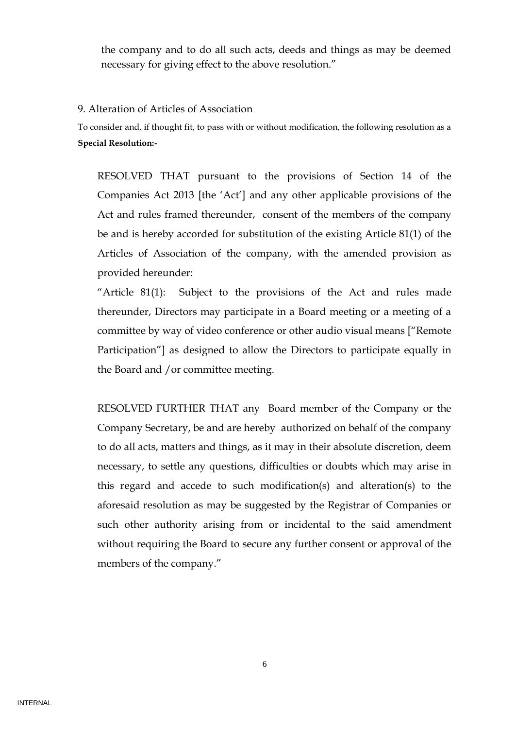the company and to do all such acts, deeds and things as may be deemed necessary for giving effect to the above resolution."

9. Alteration of Articles of Association

To consider and, if thought fit, to pass with or without modification, the following resolution as a **Special Resolution:-**

RESOLVED THAT pursuant to the provisions of Section 14 of the Companies Act 2013 [the 'Act'] and any other applicable provisions of the Act and rules framed thereunder, consent of the members of the company be and is hereby accorded for substitution of the existing Article 81(1) of the Articles of Association of the company, with the amended provision as provided hereunder:

"Article 81(1): Subject to the provisions of the Act and rules made thereunder, Directors may participate in a Board meeting or a meeting of a committee by way of video conference or other audio visual means ["Remote Participation"] as designed to allow the Directors to participate equally in the Board and /or committee meeting.

RESOLVED FURTHER THAT any Board member of the Company or the Company Secretary, be and are hereby authorized on behalf of the company to do all acts, matters and things, as it may in their absolute discretion, deem necessary, to settle any questions, difficulties or doubts which may arise in this regard and accede to such modification(s) and alteration(s) to the aforesaid resolution as may be suggested by the Registrar of Companies or such other authority arising from or incidental to the said amendment without requiring the Board to secure any further consent or approval of the members of the company."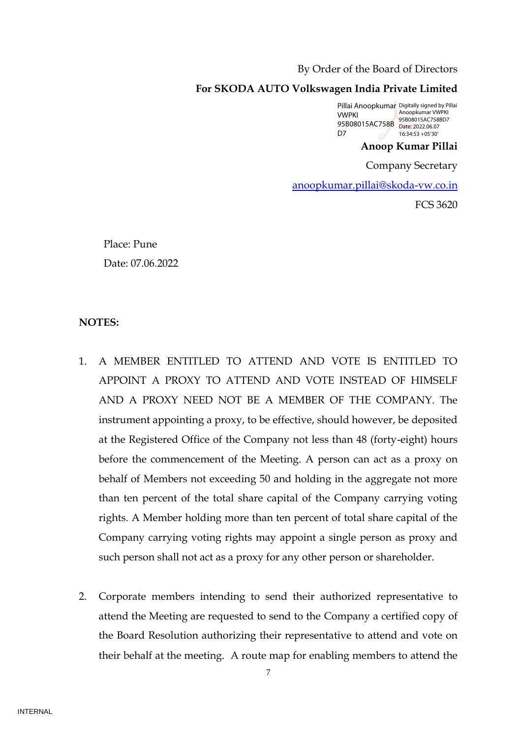By Order of the Board of Directors

**For SKODA AUTO Volkswagen India Private Limited**

Pillai Anoopkumar VWPKI 95B08015AC758BD7 Digitally signed by Pillai Anoopkumar VWPKI 95B08015AC758BD7 Date: 2022.06.07 16:34:53 +05'30'

**Anoop Kumar Pillai**

Company Secretary

anoopkumar.pillai@skoda-vw.co.in

FCS 3620

Place: Pune

Date: 07.06.2022

**NOTES:**

1. A MEMBER ENTITLED TO ATTEND AND VOTE IS ENTITLED TO APPOINT A PROXY TO ATTEND AND VOTE INSTEAD OF HIMSELF AND A PROXY NEED NOT BE A MEMBER OF THE COMPANY. The instrument appointing a proxy, to be effective, should however, be deposited at the Registered Office of the Company not less than 48 (forty-eight) hours before the commencement of the Meeting. A person can act as a proxy on behalf of Members not exceeding 50 and holding in the aggregate not more than ten percent of the total share capital of the Company carrying voting rights. A Member holding more than ten percent of total share capital of the Company carrying voting rights may appoint a single person as proxy and such person shall not act as a proxy for any other person or shareholder.

2. Corporate members intending to send their authorized representative to attend the Meeting are requested to send to the Company a certified copy of the Board Resolution authorizing their representative to attend and vote on their behalf at the meeting. A route map for enabling members to attend the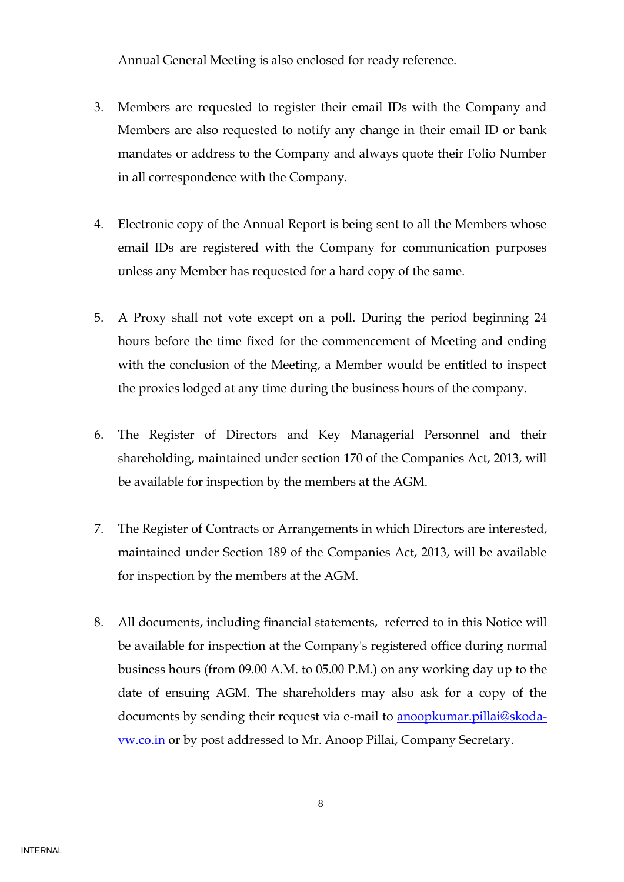Annual General Meeting is also enclosed for ready reference.

3. Members are requested to register their email IDs with the Company and Members are also requested to notify any change in their email ID or bank mandates or address to the Company and always quote their Folio Number in all correspondence with the Company.

4. Electronic copy of the Annual Report is being sent to all the Members whose email IDs are registered with the Company for communication purposes unless any Member has requested for a hard copy of the same.

5. A Proxy shall not vote except on a poll. During the period beginning 24 hours before the time fixed for the commencement of Meeting and ending with the conclusion of the Meeting, a Member would be entitled to inspect the proxies lodged at any time during the business hours of the company.

6. The Register of Directors and Key Managerial Personnel and their shareholding, maintained under section 170 of the Companies Act, 2013, will be available for inspection by the members at the AGM.

7. The Register of Contracts or Arrangements in which Directors are interested, maintained under Section 189 of the Companies Act, 2013, will be available for inspection by the members at the AGM.

8. All documents, including financial statements, referred to in this Notice will be available for inspection at the Company's registered office during normal business hours (from 09.00 A.M. to 05.00 P.M.) on any working day up to the date of ensuing AGM. The shareholders may also ask for a copy of the documents by sending their request via e-mail to [anoopkumar.pillai@skoda-vw.co.in](mailto:anoopkumar.pillai@skoda-vw.co.in) or by post addressed to Mr. Anoop Pillai, Company Secretary.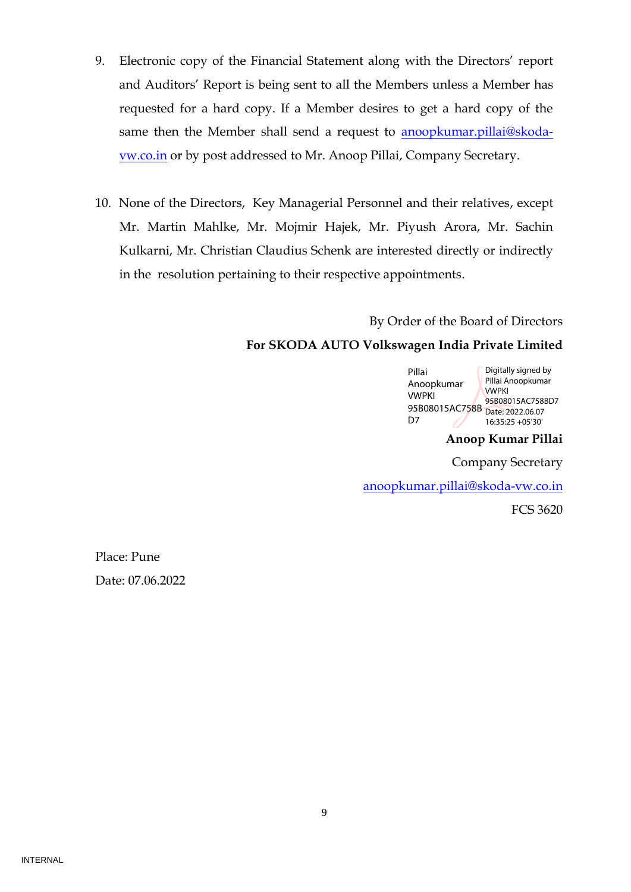9. Electronic copy of the Financial Statement along with the Directors' report and Auditors' Report is being sent to all the Members unless a Member has requested for a hard copy. If a Member desires to get a hard copy of the same then the Member shall send a request to anoopkumar.pillai@skoda-vw.co.in or by post addressed to Mr. Anoop Pillai, Company Secretary.

10. None of the Directors, Key Managerial Personnel and their relatives, except Mr. Martin Mahlke, Mr. Mojmir Hajek, Mr. Piyush Arora, Mr. Sachin Kulkarni, Mr. Christian Claudius Schenk are interested directly or indirectly in the resolution pertaining to their respective appointments.

By Order of the Board of Directors

**For SKODA AUTO Volkswagen India Private Limited**

Pillai Anoopkumar VWPKI 95B08015AC758BD7

Digitally signed by Pillai Anoopkumar VWPKI 95B08015AC758BD7
Date: 2022.06.07 16:35:25 +05'30'

**Anoop Kumar Pillai**

Company Secretary

anoopkumar.pillai@skoda-vw.co.in

FCS 3620

Place: Pune

Date: 07.06.2022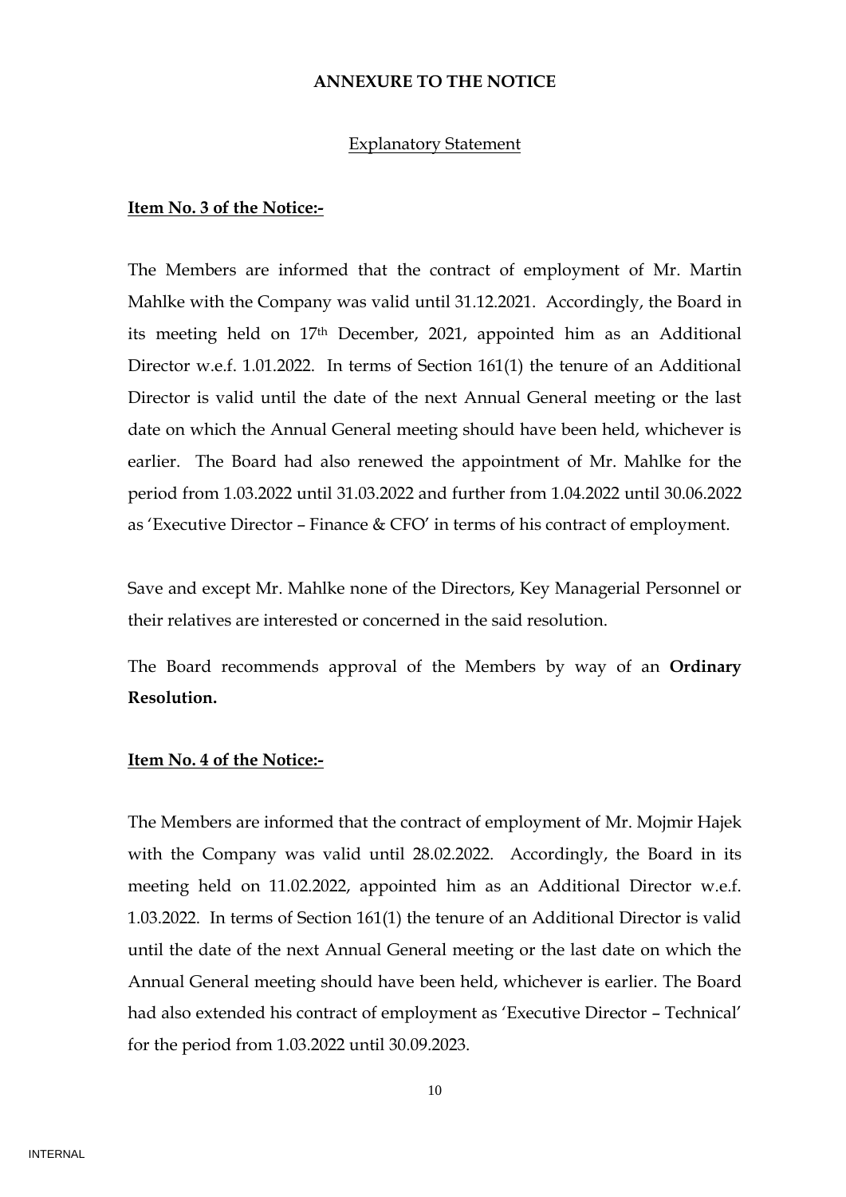**ANNEXURE TO THE NOTICE**

Explanatory Statement

**Item No. 3 of the Notice:-**

The Members are informed that the contract of employment of Mr. Martin Mahlke with the Company was valid until 31.12.2021. Accordingly, the Board in its meeting held on 17th December, 2021, appointed him as an Additional Director w.e.f. 1.01.2022. In terms of Section 161(1) the tenure of an Additional Director is valid until the date of the next Annual General meeting or the last date on which the Annual General meeting should have been held, whichever is earlier. The Board had also renewed the appointment of Mr. Mahlke for the period from 1.03.2022 until 31.03.2022 and further from 1.04.2022 until 30.06.2022 as 'Executive Director – Finance & CFO' in terms of his contract of employment.

Save and except Mr. Mahlke none of the Directors, Key Managerial Personnel or their relatives are interested or concerned in the said resolution.

The Board recommends approval of the Members by way of an **Ordinary Resolution.**

**Item No. 4 of the Notice:-**

The Members are informed that the contract of employment of Mr. Mojmir Hajek with the Company was valid until 28.02.2022. Accordingly, the Board in its meeting held on 11.02.2022, appointed him as an Additional Director w.e.f. 1.03.2022. In terms of Section 161(1) the tenure of an Additional Director is valid until the date of the next Annual General meeting or the last date on which the Annual General meeting should have been held, whichever is earlier. The Board had also extended his contract of employment as 'Executive Director – Technical' for the period from 1.03.2022 until 30.09.2023.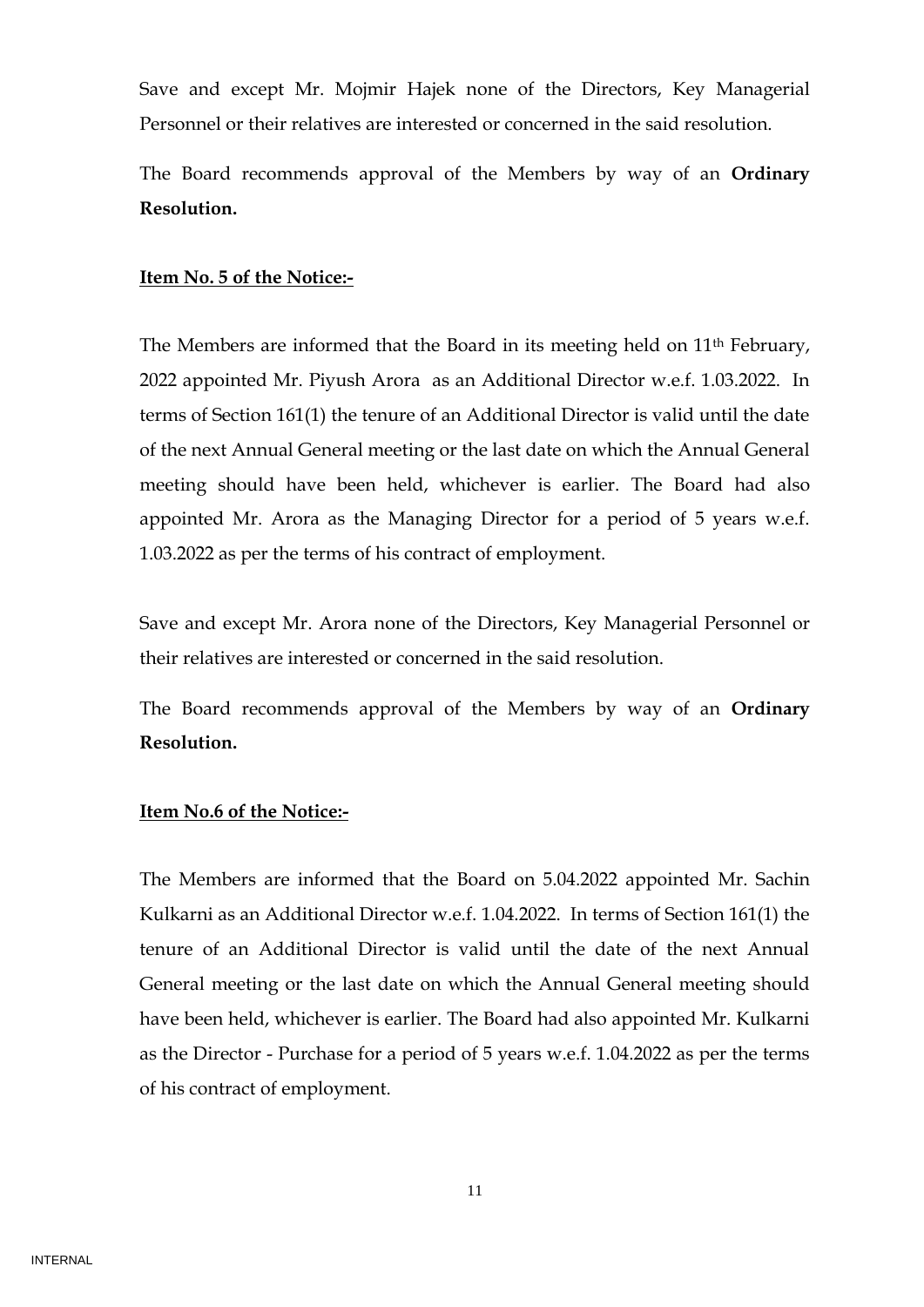Save and except Mr. Mojmir Hajek none of the Directors, Key Managerial Personnel or their relatives are interested or concerned in the said resolution.

The Board recommends approval of the Members by way of an **Ordinary Resolution.**

**Item No. 5 of the Notice:-**

The Members are informed that the Board in its meeting held on 11th February, 2022 appointed Mr. Piyush Arora as an Additional Director w.e.f. 1.03.2022. In terms of Section 161(1) the tenure of an Additional Director is valid until the date of the next Annual General meeting or the last date on which the Annual General meeting should have been held, whichever is earlier. The Board had also appointed Mr. Arora as the Managing Director for a period of 5 years w.e.f. 1.03.2022 as per the terms of his contract of employment.

Save and except Mr. Arora none of the Directors, Key Managerial Personnel or their relatives are interested or concerned in the said resolution.

The Board recommends approval of the Members by way of an **Ordinary Resolution.**

**Item No.6 of the Notice:-**

The Members are informed that the Board on 5.04.2022 appointed Mr. Sachin Kulkarni as an Additional Director w.e.f. 1.04.2022. In terms of Section 161(1) the tenure of an Additional Director is valid until the date of the next Annual General meeting or the last date on which the Annual General meeting should have been held, whichever is earlier. The Board had also appointed Mr. Kulkarni as the Director - Purchase for a period of 5 years w.e.f. 1.04.2022 as per the terms of his contract of employment.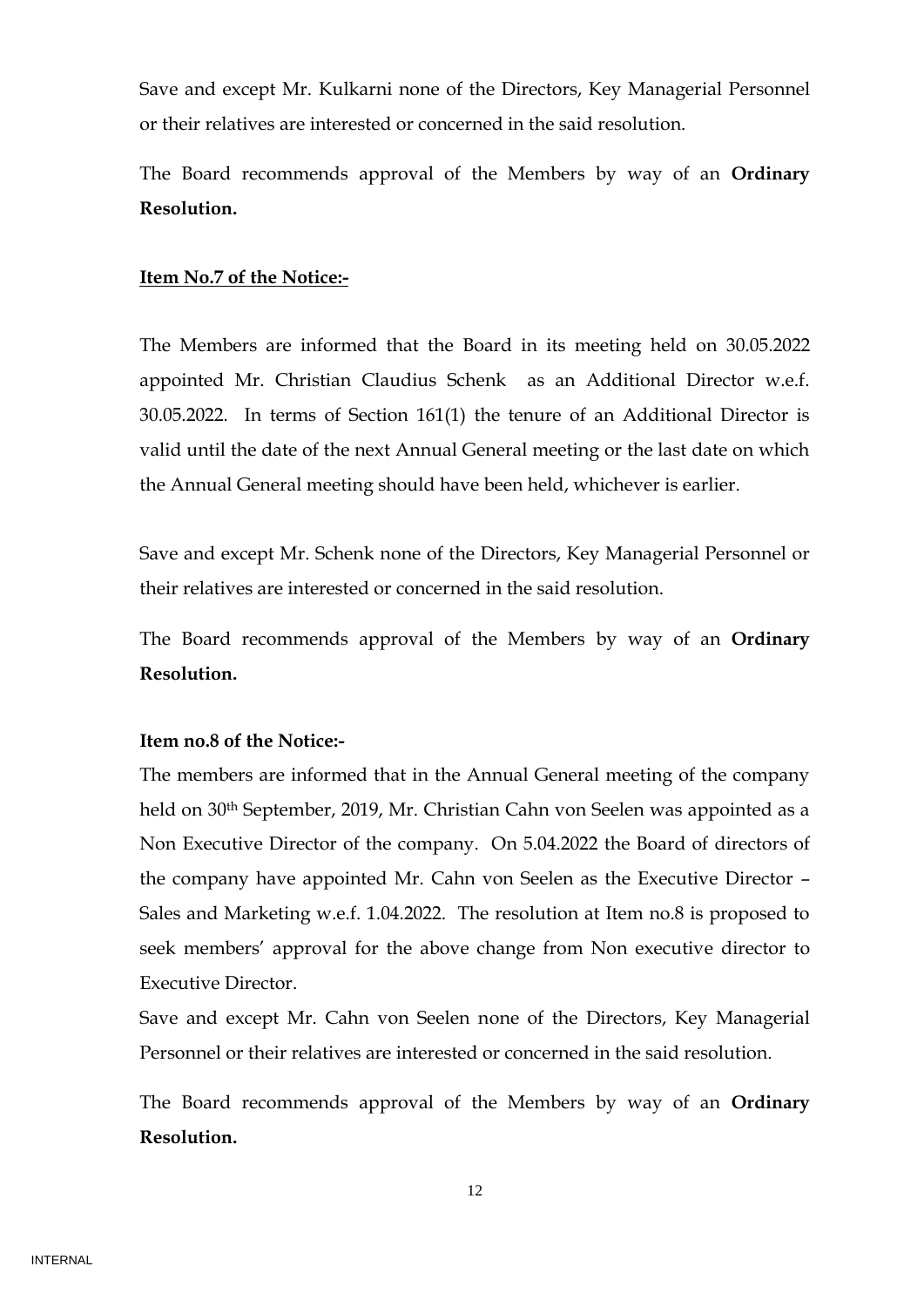Save and except Mr. Kulkarni none of the Directors, Key Managerial Personnel or their relatives are interested or concerned in the said resolution.

The Board recommends approval of the Members by way of an **Ordinary Resolution.**

**Item No.7 of the Notice:-**

The Members are informed that the Board in its meeting held on 30.05.2022 appointed Mr. Christian Claudius Schenk as an Additional Director w.e.f. 30.05.2022. In terms of Section 161(1) the tenure of an Additional Director is valid until the date of the next Annual General meeting or the last date on which the Annual General meeting should have been held, whichever is earlier.

Save and except Mr. Schenk none of the Directors, Key Managerial Personnel or their relatives are interested or concerned in the said resolution.

The Board recommends approval of the Members by way of an **Ordinary Resolution.**

**Item no.8 of the Notice:-**

The members are informed that in the Annual General meeting of the company held on 30th September, 2019, Mr. Christian Cahn von Seelen was appointed as a Non Executive Director of the company. On 5.04.2022 the Board of directors of the company have appointed Mr. Cahn von Seelen as the Executive Director – Sales and Marketing w.e.f. 1.04.2022. The resolution at Item no.8 is proposed to seek members' approval for the above change from Non executive director to Executive Director.

Save and except Mr. Cahn von Seelen none of the Directors, Key Managerial Personnel or their relatives are interested or concerned in the said resolution.

The Board recommends approval of the Members by way of an **Ordinary Resolution.**

INTERNAL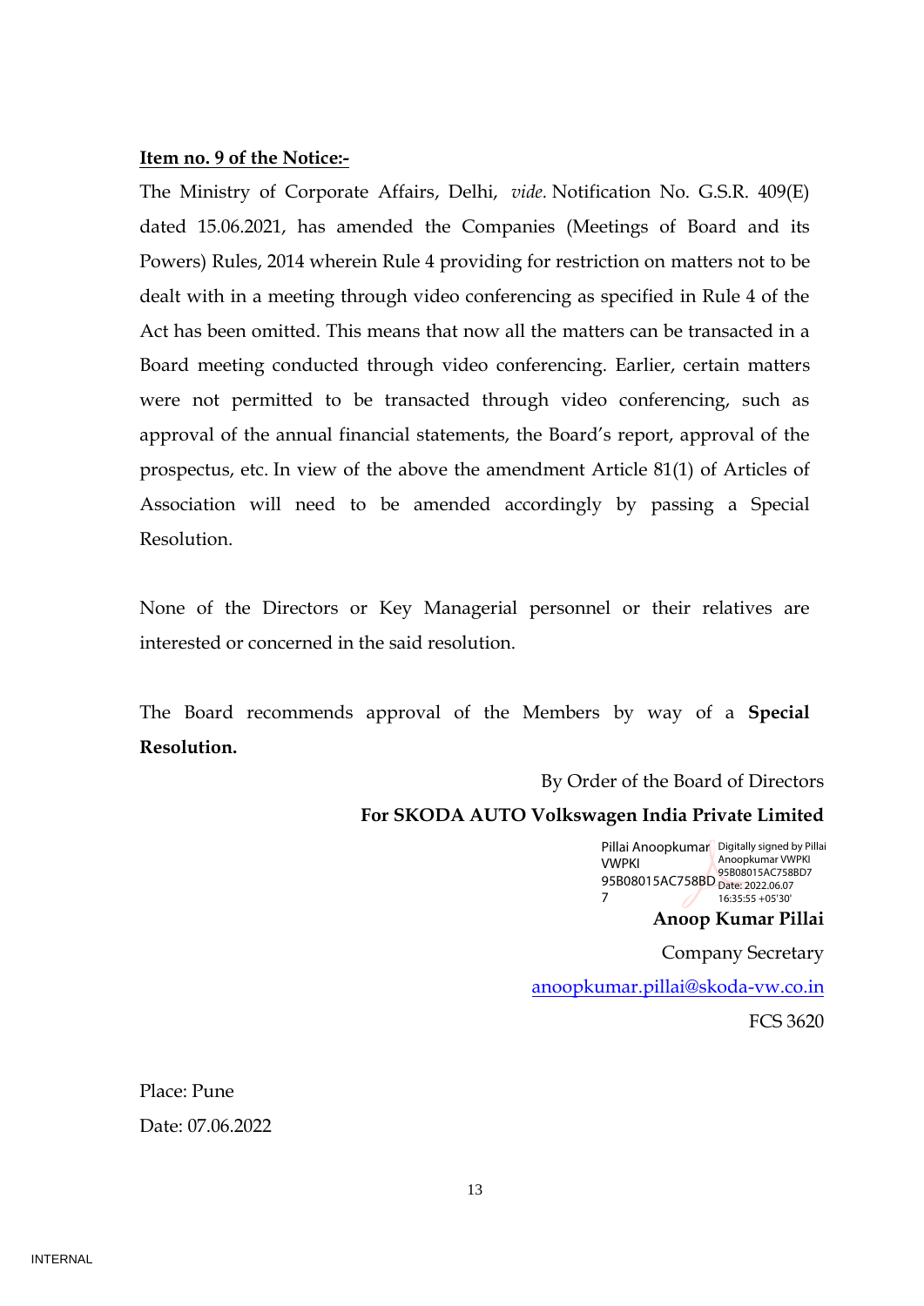**Item no. 9 of the Notice:-**

The Ministry of Corporate Affairs, Delhi, *vide.* Notification No. G.S.R. 409(E) dated 15.06.2021, has amended the Companies (Meetings of Board and its Powers) Rules, 2014 wherein Rule 4 providing for restriction on matters not to be dealt with in a meeting through video conferencing as specified in Rule 4 of the Act has been omitted. This means that now all the matters can be transacted in a Board meeting conducted through video conferencing. Earlier, certain matters were not permitted to be transacted through video conferencing, such as approval of the annual financial statements, the Board's report, approval of the prospectus, etc. In view of the above the amendment Article 81(1) of Articles of Association will need to be amended accordingly by passing a Special Resolution.

None of the Directors or Key Managerial personnel or their relatives are interested or concerned in the said resolution.

The Board recommends approval of the Members by way of a **Special Resolution.**

By Order of the Board of Directors

**For SKODA AUTO Volkswagen India Private Limited**

Pillai Anoopkumar VWPKI 95B08015AC758BD7

Digitally signed by Pillai Anoopkumar VWPKI 95B08015AC758BD7 Date: 2022.06.07 16:35:55 +05'30'

**Anoop Kumar Pillai**

Company Secretary

anoopkumar.pillai@skoda-vw.co.in

FCS 3620

Place: Pune

Date: 07.06.2022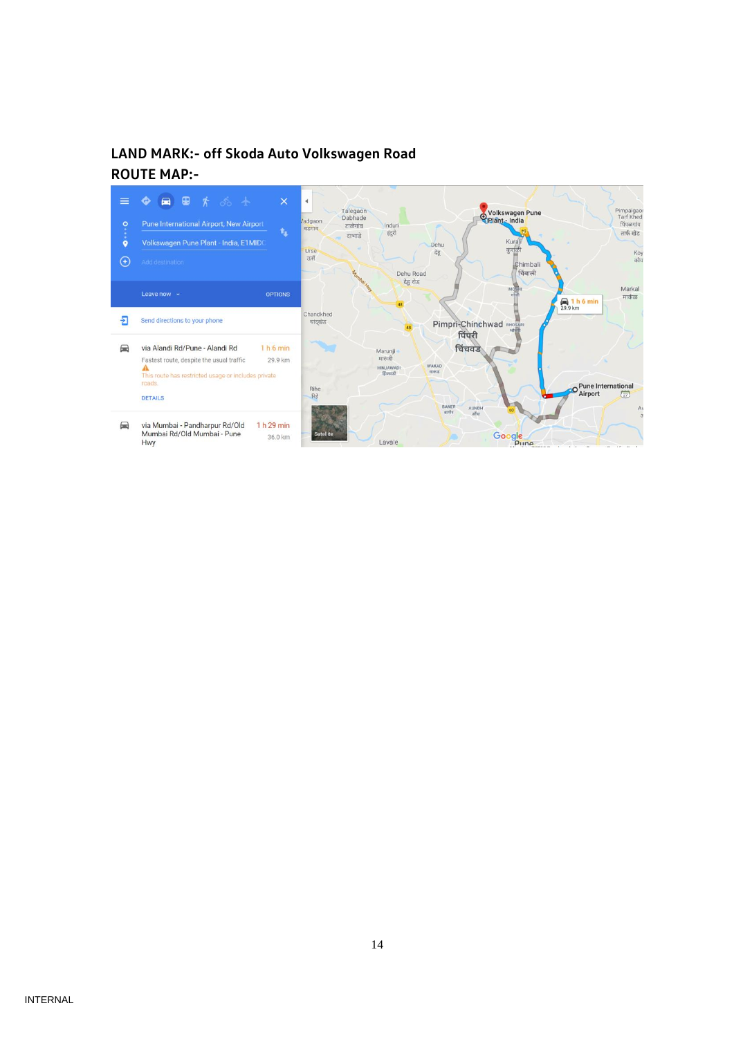**LAND MARK:- off Skoda Auto Volkswagen Road**

**ROUTE MAP:-**

Pune International Airport, New Airport

Volkswagen Pune Plant - India, E1 MIDC

Add destination

Leave now

OPTIONS

Send directions to your phone

via Alandi Rd/Pune - Alandi Rd — 1 h 6 min — 29.9 km

Fastest route, despite the usual traffic

This route has restricted usage or includes private roads.

DETAILS

via Mumbai - Pandharpur Rd/Old Mumbai Rd/Old Mumbai - Pune Hwy — 1 h 29 min — 36.0 km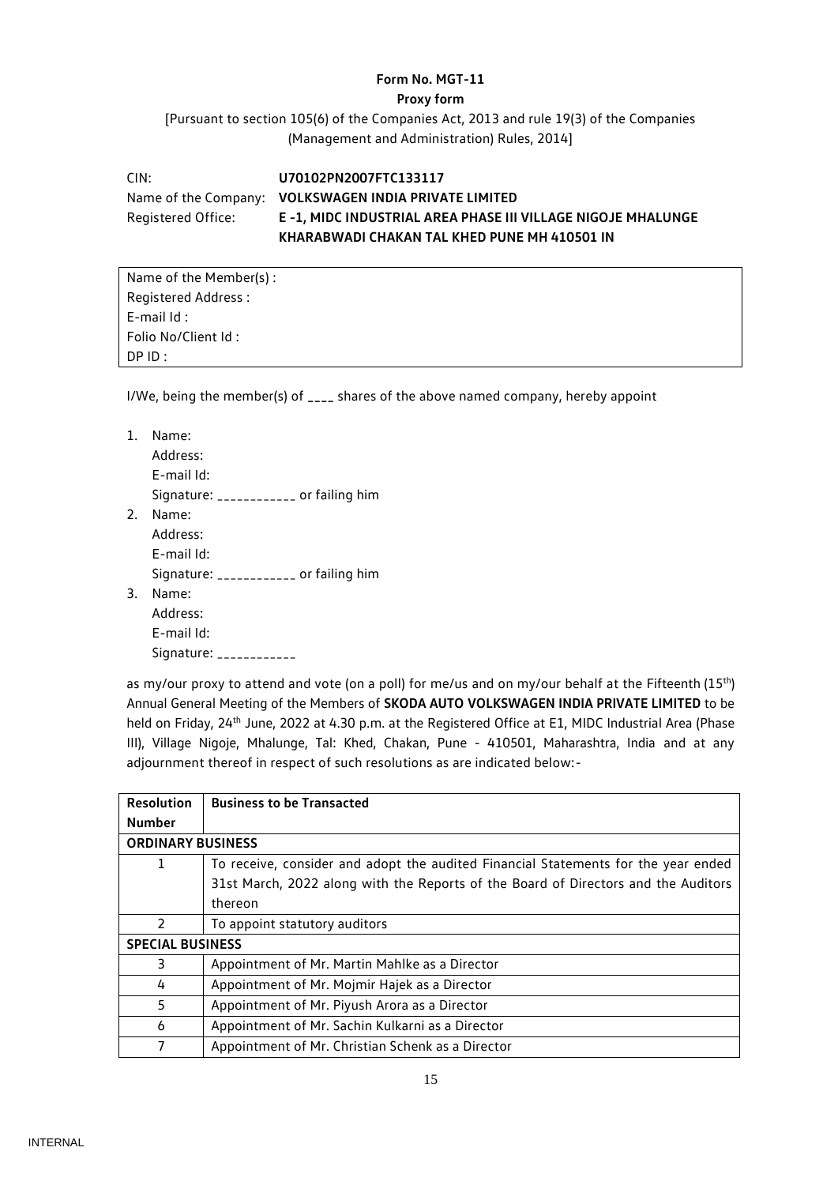**Form No. MGT-11**

**Proxy form**

[Pursuant to section 105(6) of the Companies Act, 2013 and rule 19(3) of the Companies (Management and Administration) Rules, 2014]

CIN: **U70102PN2007FTC133117**

Name of the Company: **VOLKSWAGEN INDIA PRIVATE LIMITED**

Registered Office: **E -1, MIDC INDUSTRIAL AREA PHASE III VILLAGE NIGOJE MHALUNGE KHARABWADI CHAKAN TAL KHED PUNE MH 410501 IN**

| Name of the Member(s) : |
|---|
| Registered Address : |
| E-mail Id : |
| Folio No/Client Id : |
| DP ID : |

I/We, being the member(s) of ____ shares of the above named company, hereby appoint

1. Name:
   Address:
   E-mail Id:
   Signature: ___________ or failing him
2. Name:
   Address:
   E-mail Id:
   Signature: ___________ or failing him
3. Name:
   Address:
   E-mail Id:
   Signature: ___________

as my/our proxy to attend and vote (on a poll) for me/us and on my/our behalf at the Fifteenth (15th) Annual General Meeting of the Members of **SKODA AUTO VOLKSWAGEN INDIA PRIVATE LIMITED** to be held on Friday, 24th June, 2022 at 4.30 p.m. at the Registered Office at E1, MIDC Industrial Area (Phase III), Village Nigoje, Mhalunge, Tal: Khed, Chakan, Pune - 410501, Maharashtra, India and at any adjournment thereof in respect of such resolutions as are indicated below:-

| Resolution Number | Business to be Transacted |
|---|---|
| **ORDINARY BUSINESS** | |
| 1 | To receive, consider and adopt the audited Financial Statements for the year ended 31st March, 2022 along with the Reports of the Board of Directors and the Auditors thereon |
| 2 | To appoint statutory auditors |
| **SPECIAL BUSINESS** | |
| 3 | Appointment of Mr. Martin Mahlke as a Director |
| 4 | Appointment of Mr. Mojmir Hajek as a Director |
| 5 | Appointment of Mr. Piyush Arora as a Director |
| 6 | Appointment of Mr. Sachin Kulkarni as a Director |
| 7 | Appointment of Mr. Christian Schenk as a Director |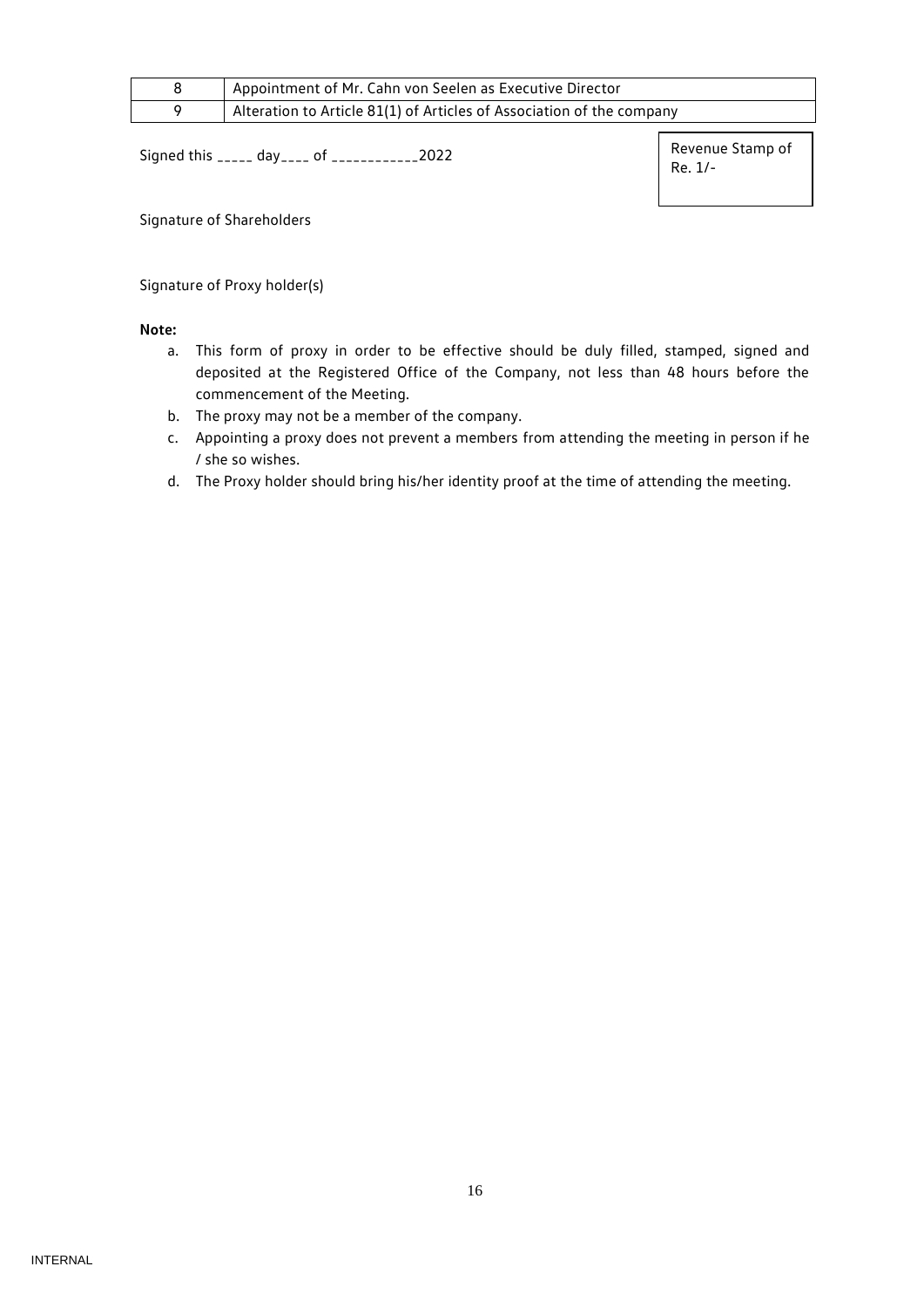| 8 | Appointment of Mr. Cahn von Seelen as Executive Director |
|---|---|
| 9 | Alteration to Article 81(1) of Articles of Association of the company |

Signed this _____ day____ of ___________2022

Revenue Stamp of Re. 1/-

Signature of Shareholders

Signature of Proxy holder(s)

**Note:**

a. This form of proxy in order to be effective should be duly filled, stamped, signed and deposited at the Registered Office of the Company, not less than 48 hours before the commencement of the Meeting.
b. The proxy may not be a member of the company.
c. Appointing a proxy does not prevent a members from attending the meeting in person if he / she so wishes.
d. The Proxy holder should bring his/her identity proof at the time of attending the meeting.

INTERNAL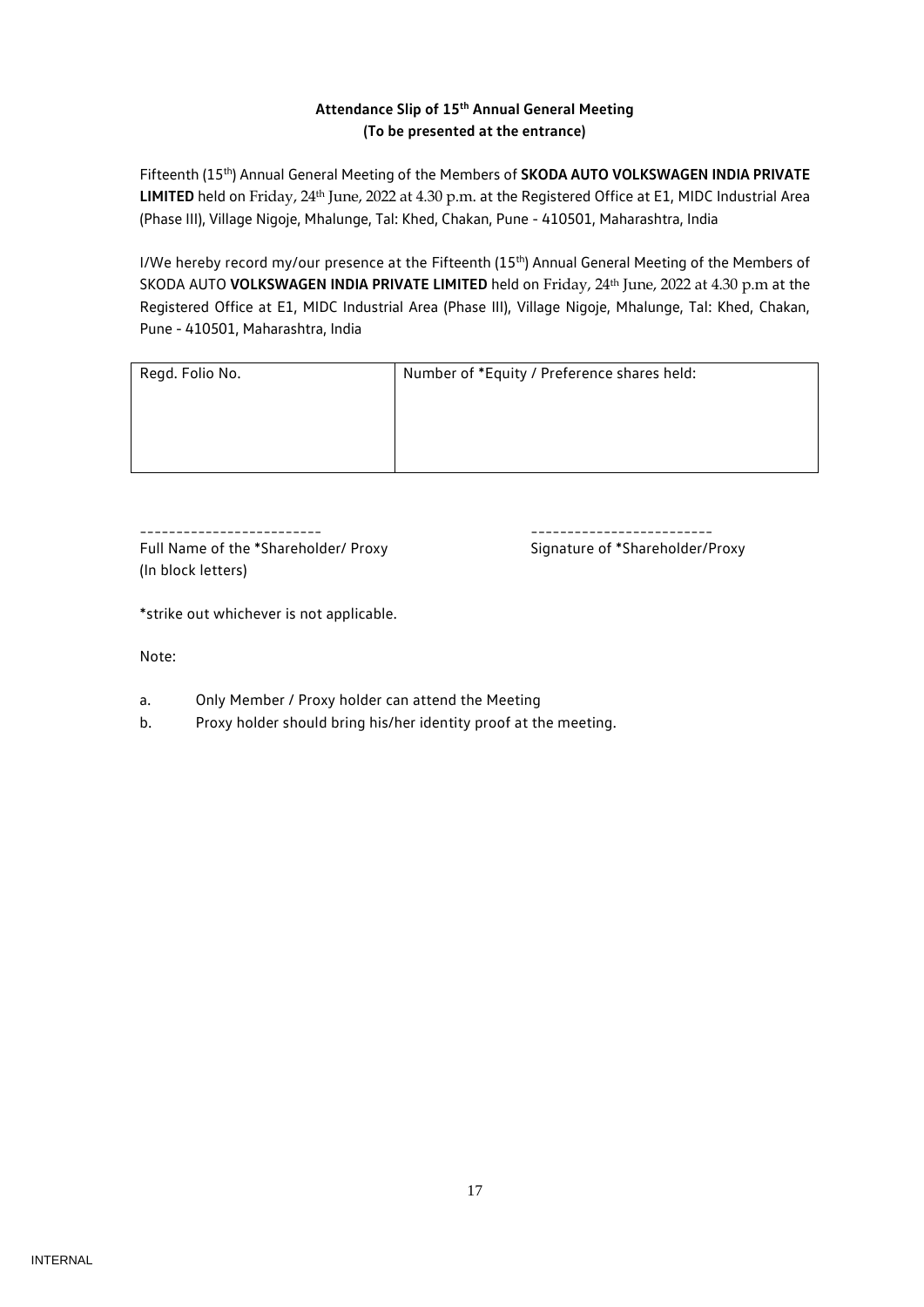**Attendance Slip of 15th Annual General Meeting**
**(To be presented at the entrance)**

Fifteenth (15th) Annual General Meeting of the Members of **SKODA AUTO VOLKSWAGEN INDIA PRIVATE LIMITED** held on Friday, 24th June, 2022 at 4.30 p.m. at the Registered Office at E1, MIDC Industrial Area (Phase III), Village Nigoje, Mhalunge, Tal: Khed, Chakan, Pune - 410501, Maharashtra, India

I/We hereby record my/our presence at the Fifteenth (15th) Annual General Meeting of the Members of SKODA AUTO **VOLKSWAGEN INDIA PRIVATE LIMITED** held on Friday, 24th June, 2022 at 4.30 p.m at the Registered Office at E1, MIDC Industrial Area (Phase III), Village Nigoje, Mhalunge, Tal: Khed, Chakan, Pune - 410501, Maharashtra, India

| Regd. Folio No. | Number of *Equity / Preference shares held: |
|---|---|
| | |

-------------------------
Full Name of the *Shareholder/ Proxy
(In block letters)

-------------------------
Signature of *Shareholder/Proxy

*strike out whichever is not applicable.

Note:

a. Only Member / Proxy holder can attend the Meeting
b. Proxy holder should bring his/her identity proof at the meeting.

INTERNAL